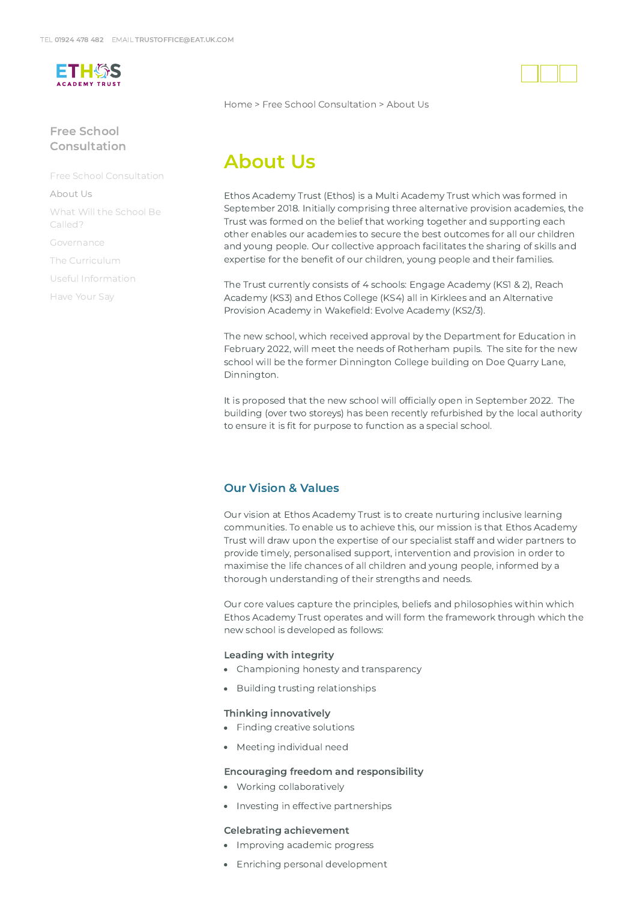TEL 01924 478 482 EMAIL TRUSTOFFICE@EAT.UK.COM

Home > Free School Consultation > About Us

## Free School Consultation

- Free School Consultation
- About Us
- What Will the School Be Called?
- Governance
- The Curriculum
- Useful Information
- Have Your Say

# About Us

Ethos Academy Trust (Ethos) is a Multi Academy Trust which was formed in September 2018. Initially comprising three alternative provision academies, the Trust was formed on the belief that working together and supporting each other enables our academies to secure the best outcomes for all our children and young people. Our collective approach facilitates the sharing of skills and expertise for the benefit of our children, young people and their families.

The Trust currently consists of 4 schools: Engage Academy (KS1 & 2), Reach Academy (KS3) and Ethos College (KS4) all in Kirklees and an Alternative Provision Academy in Wakefield: Evolve Academy (KS2/3).

The new school, which received approval by the Department for Education in February 2022, will meet the needs of Rotherham pupils. The site for the new school will be the former Dinnington College building on Doe Quarry Lane, Dinnington.

It is proposed that the new school will officially open in September 2022. The building (over two storeys) has been recently refurbished by the local authority to ensure it is fit for purpose to function as a special school.

## Our Vision & Values

Our vision at Ethos Academy Trust is to create nurturing inclusive learning communities. To enable us to achieve this, our mission is that Ethos Academy Trust will draw upon the expertise of our specialist staff and wider partners to provide timely, personalised support, intervention and provision in order to maximise the life chances of all children and young people, informed by a thorough understanding of their strengths and needs.

Our core values capture the principles, beliefs and philosophies within which Ethos Academy Trust operates and will form the framework through which the new school is developed as follows:

### Leading with integrity

- Championing honesty and transparency
- Building trusting relationships

### Thinking innovatively

- Finding creative solutions
- Meeting individual need

### Encouraging freedom and responsibility

- Working collaboratively
- Investing in effective partnerships

### Celebrating achievement

- Improving academic progress
- Enriching personal development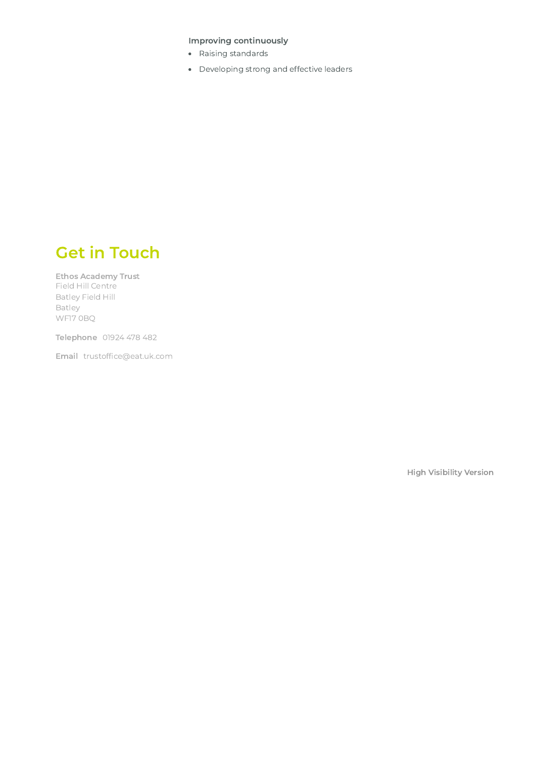**Improving continuously**

- Raising standards
- Developing strong and effective leaders

## Get in Touch

**Ethos Academy Trust**
Field Hill Centre
Batley Field Hill
Batley
WF17 0BQ

**Telephone** 01924 478 482

**Email** trustoffice@eat.uk.com

**High Visibility Version**